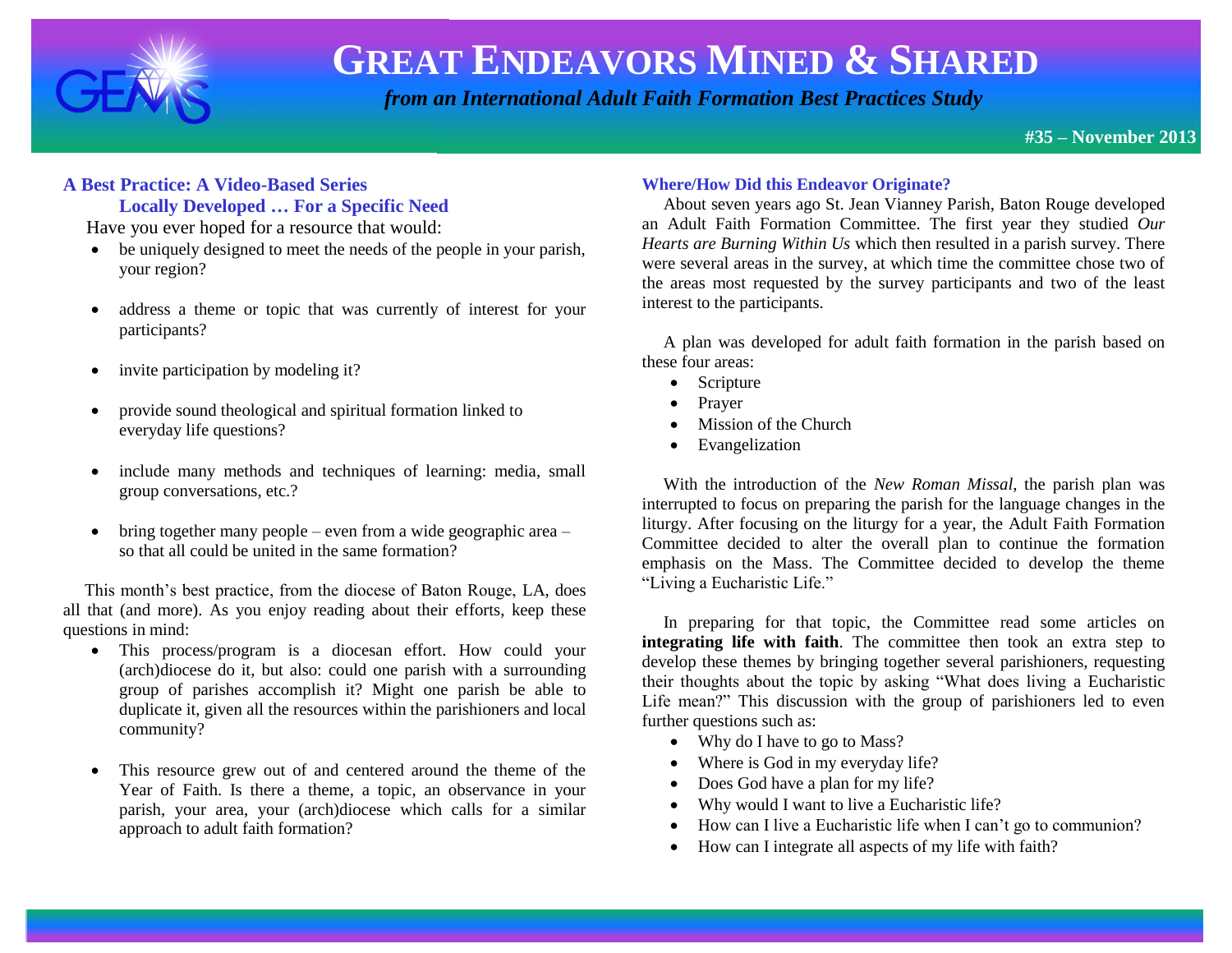# Great Endeavors Mined & Shared

*from an International Adult Faith Formation Best Practices Study*

**#35 – November 2013**

## A Best Practice: A Video-Based Series Locally Developed … For a Specific Need

Have you ever hoped for a resource that would:

- be uniquely designed to meet the needs of the people in your parish, your region?
- address a theme or topic that was currently of interest for your participants?
- invite participation by modeling it?
- provide sound theological and spiritual formation linked to everyday life questions?
- include many methods and techniques of learning: media, small group conversations, etc.?
- bring together many people – even from a wide geographic area – so that all could be united in the same formation?

This month's best practice, from the diocese of Baton Rouge, LA, does all that (and more). As you enjoy reading about their efforts, keep these questions in mind:

- This process/program is a diocesan effort. How could your (arch)diocese do it, but also: could one parish with a surrounding group of parishes accomplish it? Might one parish be able to duplicate it, given all the resources within the parishioners and local community?
- This resource grew out of and centered around the theme of the Year of Faith. Is there a theme, a topic, an observance in your parish, your area, your (arch)diocese which calls for a similar approach to adult faith formation?

## Where/How Did this Endeavor Originate?

About seven years ago St. Jean Vianney Parish, Baton Rouge developed an Adult Faith Formation Committee. The first year they studied *Our Hearts are Burning Within Us* which then resulted in a parish survey. There were several areas in the survey, at which time the committee chose two of the areas most requested by the survey participants and two of the least interest to the participants.

A plan was developed for adult faith formation in the parish based on these four areas:

- Scripture
- Prayer
- Mission of the Church
- Evangelization

With the introduction of the *New Roman Missal*, the parish plan was interrupted to focus on preparing the parish for the language changes in the liturgy. After focusing on the liturgy for a year, the Adult Faith Formation Committee decided to alter the overall plan to continue the formation emphasis on the Mass. The Committee decided to develop the theme "Living a Eucharistic Life."

In preparing for that topic, the Committee read some articles on **integrating life with faith**. The committee then took an extra step to develop these themes by bringing together several parishioners, requesting their thoughts about the topic by asking "What does living a Eucharistic Life mean?" This discussion with the group of parishioners led to even further questions such as:

- Why do I have to go to Mass?
- Where is God in my everyday life?
- Does God have a plan for my life?
- Why would I want to live a Eucharistic life?
- How can I live a Eucharistic life when I can't go to communion?
- How can I integrate all aspects of my life with faith?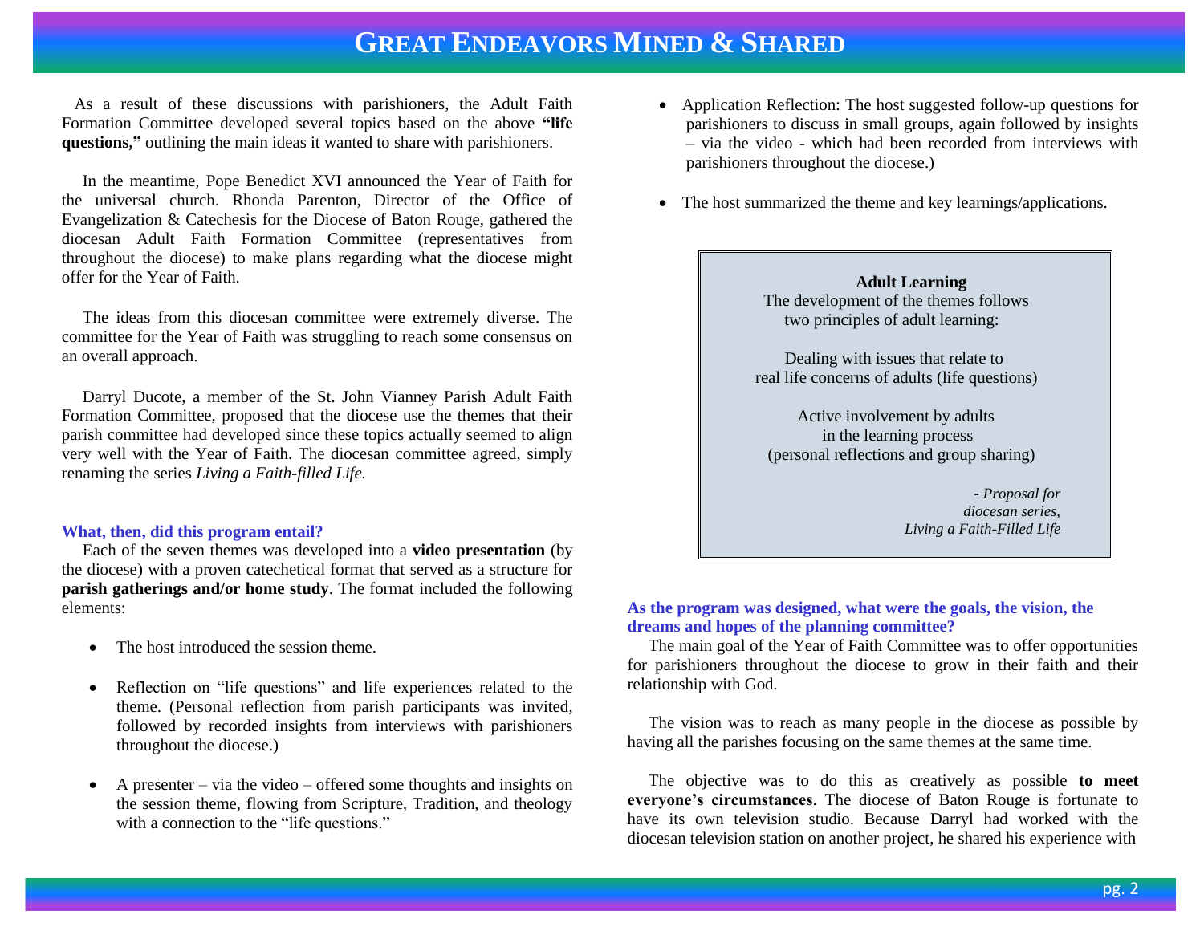As a result of these discussions with parishioners, the Adult Faith Formation Committee developed several topics based on the above **"life questions,"** outlining the main ideas it wanted to share with parishioners.

In the meantime, Pope Benedict XVI announced the Year of Faith for the universal church. Rhonda Parenton, Director of the Office of Evangelization & Catechesis for the Diocese of Baton Rouge, gathered the diocesan Adult Faith Formation Committee (representatives from throughout the diocese) to make plans regarding what the diocese might offer for the Year of Faith.

The ideas from this diocesan committee were extremely diverse. The committee for the Year of Faith was struggling to reach some consensus on an overall approach.

Darryl Ducote, a member of the St. John Vianney Parish Adult Faith Formation Committee, proposed that the diocese use the themes that their parish committee had developed since these topics actually seemed to align very well with the Year of Faith. The diocesan committee agreed, simply renaming the series *Living a Faith-filled Life.*

### What, then, did this program entail?

Each of the seven themes was developed into a **video presentation** (by the diocese) with a proven catechetical format that served as a structure for **parish gatherings and/or home study**. The format included the following elements:

- The host introduced the session theme.
- Reflection on "life questions" and life experiences related to the theme. (Personal reflection from parish participants was invited, followed by recorded insights from interviews with parishioners throughout the diocese.)
- A presenter – via the video – offered some thoughts and insights on the session theme, flowing from Scripture, Tradition, and theology with a connection to the "life questions."
- Application Reflection: The host suggested follow-up questions for parishioners to discuss in small groups, again followed by insights – via the video - which had been recorded from interviews with parishioners throughout the diocese.)
- The host summarized the theme and key learnings/applications.

> **Adult Learning**
> The development of the themes follows two principles of adult learning:
>
> Dealing with issues that relate to real life concerns of adults (life questions)
>
> Active involvement by adults in the learning process (personal reflections and group sharing)
>
> *- Proposal for diocesan series, Living a Faith-Filled Life*

### As the program was designed, what were the goals, the vision, the dreams and hopes of the planning committee?

The main goal of the Year of Faith Committee was to offer opportunities for parishioners throughout the diocese to grow in their faith and their relationship with God.

The vision was to reach as many people in the diocese as possible by having all the parishes focusing on the same themes at the same time.

The objective was to do this as creatively as possible **to meet everyone's circumstances**. The diocese of Baton Rouge is fortunate to have its own television studio. Because Darryl had worked with the diocesan television station on another project, he shared his experience with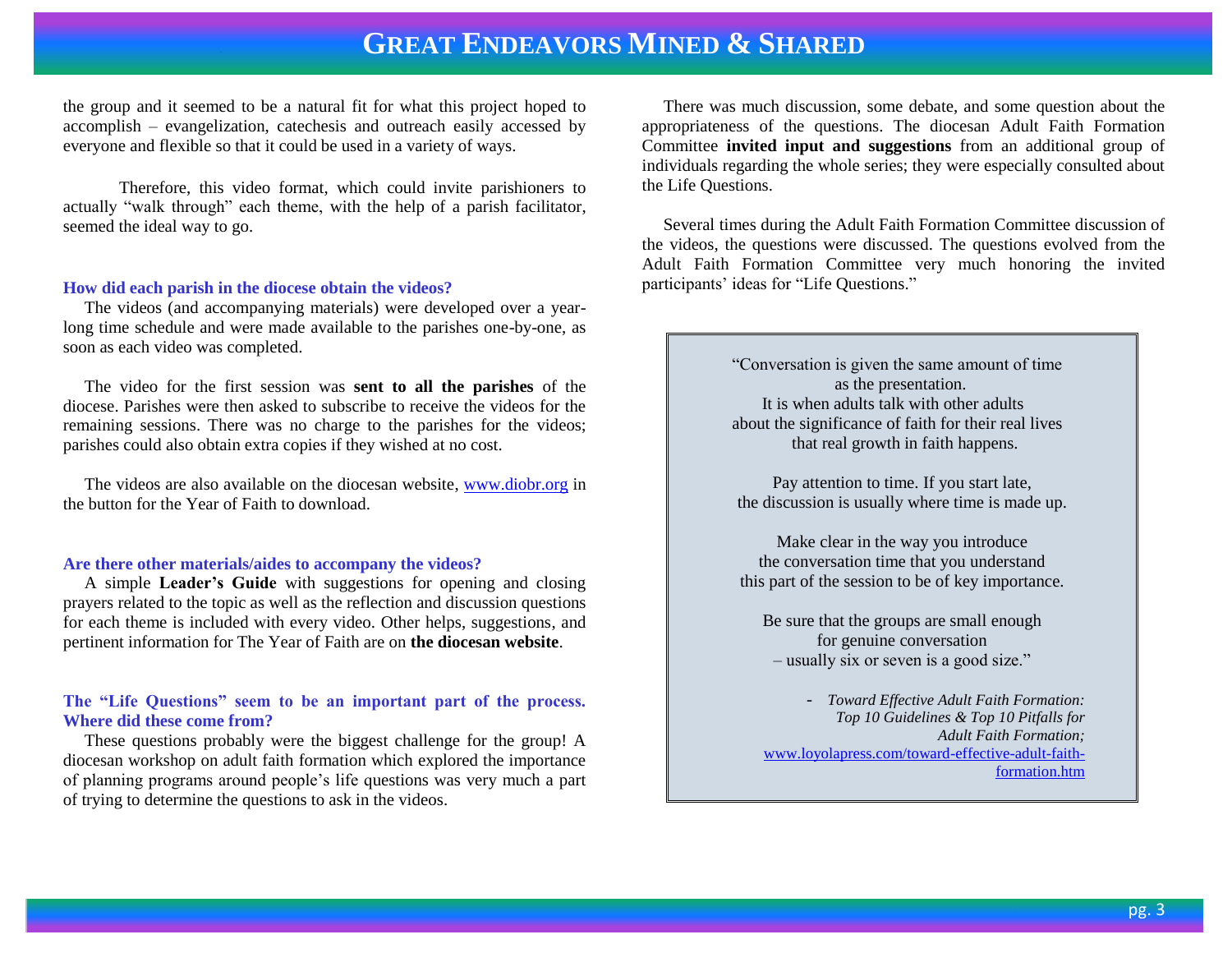the group and it seemed to be a natural fit for what this project hoped to accomplish – evangelization, catechesis and outreach easily accessed by everyone and flexible so that it could be used in a variety of ways.

Therefore, this video format, which could invite parishioners to actually "walk through" each theme, with the help of a parish facilitator, seemed the ideal way to go.

### How did each parish in the diocese obtain the videos?

The videos (and accompanying materials) were developed over a year-long time schedule and were made available to the parishes one-by-one, as soon as each video was completed.

The video for the first session was **sent to all the parishes** of the diocese. Parishes were then asked to subscribe to receive the videos for the remaining sessions. There was no charge to the parishes for the videos; parishes could also obtain extra copies if they wished at no cost.

The videos are also available on the diocesan website, [www.diobr.org](http://www.diobr.org) in the button for the Year of Faith to download.

### Are there other materials/aides to accompany the videos?

A simple **Leader's Guide** with suggestions for opening and closing prayers related to the topic as well as the reflection and discussion questions for each theme is included with every video. Other helps, suggestions, and pertinent information for The Year of Faith are on **the diocesan website**.

### The "Life Questions" seem to be an important part of the process. Where did these come from?

These questions probably were the biggest challenge for the group! A diocesan workshop on adult faith formation which explored the importance of planning programs around people's life questions was very much a part of trying to determine the questions to ask in the videos.

There was much discussion, some debate, and some question about the appropriateness of the questions. The diocesan Adult Faith Formation Committee **invited input and suggestions** from an additional group of individuals regarding the whole series; they were especially consulted about the Life Questions.

Several times during the Adult Faith Formation Committee discussion of the videos, the questions were discussed. The questions evolved from the Adult Faith Formation Committee very much honoring the invited participants' ideas for "Life Questions."

> "Conversation is given the same amount of time as the presentation.
> It is when adults talk with other adults about the significance of faith for their real lives that real growth in faith happens.
>
> Pay attention to time. If you start late, the discussion is usually where time is made up.
>
> Make clear in the way you introduce the conversation time that you understand this part of the session to be of key importance.
>
> Be sure that the groups are small enough for genuine conversation – usually six or seven is a good size."
>
> \- *Toward Effective Adult Faith Formation: Top 10 Guidelines & Top 10 Pitfalls for Adult Faith Formation;* [www.loyolapress.com/toward-effective-adult-faith-formation.htm](http://www.loyolapress.com/toward-effective-adult-faith-formation.htm)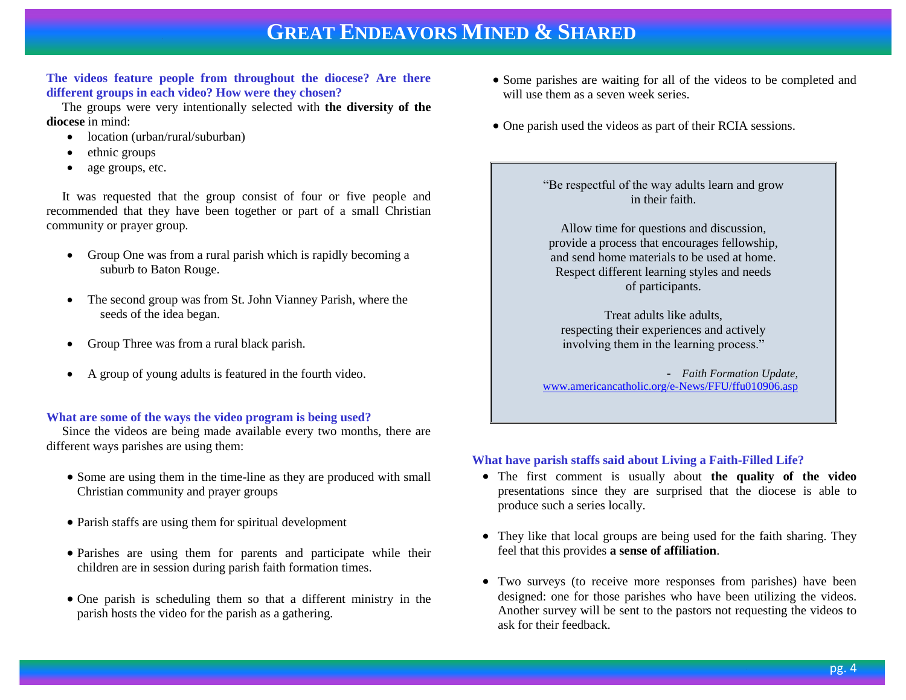# GREAT ENDEAVORS MINED & SHARED

**The videos feature people from throughout the diocese? Are there different groups in each video? How were they chosen?**

The groups were very intentionally selected with **the diversity of the diocese** in mind:

- location (urban/rural/suburban)
- ethnic groups
- age groups, etc.

It was requested that the group consist of four or five people and recommended that they have been together or part of a small Christian community or prayer group.

- Group One was from a rural parish which is rapidly becoming a suburb to Baton Rouge.
- The second group was from St. John Vianney Parish, where the seeds of the idea began.
- Group Three was from a rural black parish.
- A group of young adults is featured in the fourth video.

**What are some of the ways the video program is being used?**

Since the videos are being made available every two months, there are different ways parishes are using them:

- Some are using them in the time-line as they are produced with small Christian community and prayer groups
- Parish staffs are using them for spiritual development
- Parishes are using them for parents and participate while their children are in session during parish faith formation times.
- One parish is scheduling them so that a different ministry in the parish hosts the video for the parish as a gathering.
- Some parishes are waiting for all of the videos to be completed and will use them as a seven week series.
- One parish used the videos as part of their RCIA sessions.

> "Be respectful of the way adults learn and grow in their faith.
>
> Allow time for questions and discussion, provide a process that encourages fellowship, and send home materials to be used at home. Respect different learning styles and needs of participants.
>
> Treat adults like adults, respecting their experiences and actively involving them in the learning process."
>
> \- *Faith Formation Update,* www.americancatholic.org/e-News/FFU/ffu010906.asp

**What have parish staffs said about Living a Faith-Filled Life?**

- The first comment is usually about **the quality of the video** presentations since they are surprised that the diocese is able to produce such a series locally.
- They like that local groups are being used for the faith sharing. They feel that this provides **a sense of affiliation**.
- Two surveys (to receive more responses from parishes) have been designed: one for those parishes who have been utilizing the videos. Another survey will be sent to the pastors not requesting the videos to ask for their feedback.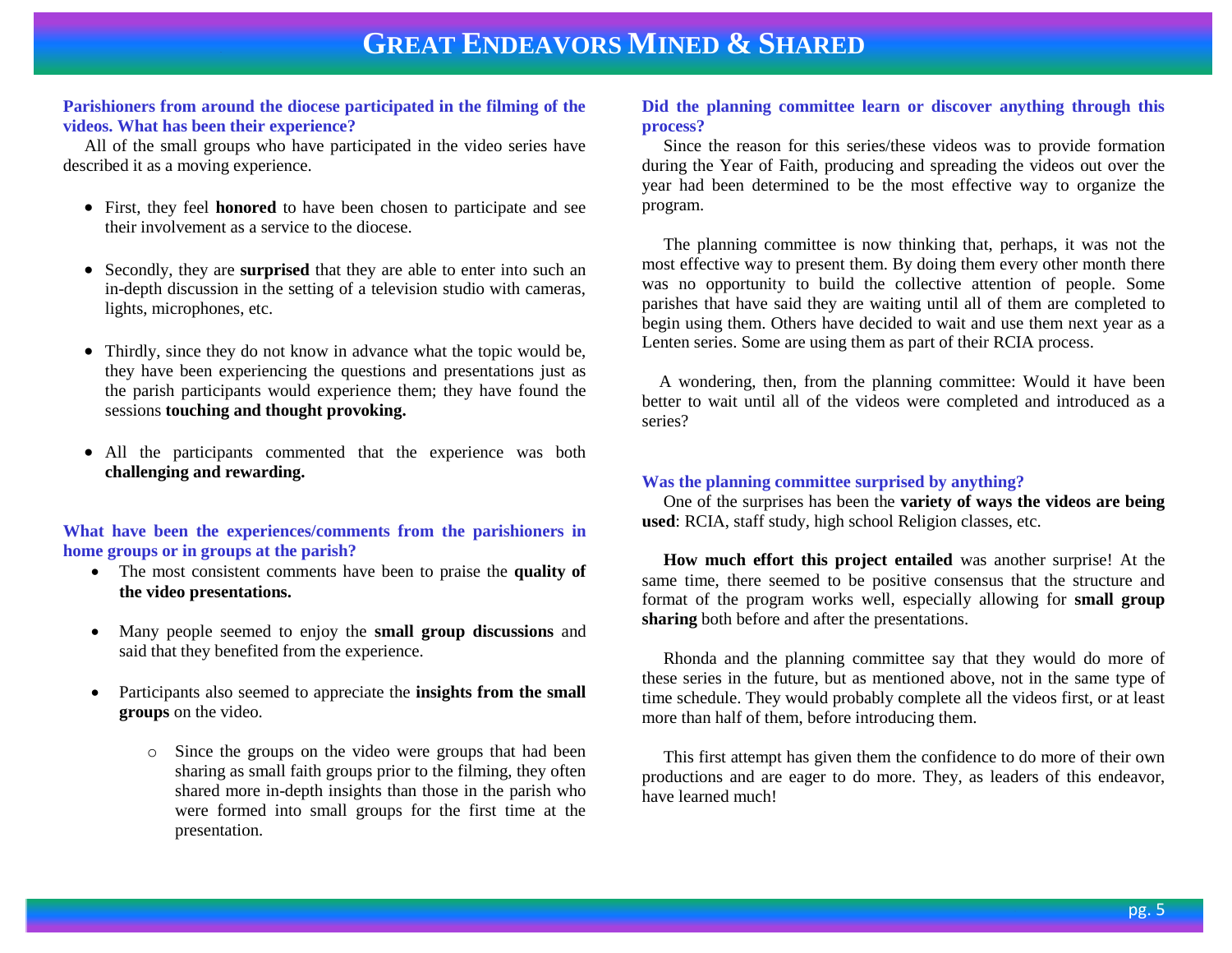# Great Endeavors Mined & Shared

### Parishioners from around the diocese participated in the filming of the videos. What has been their experience?

All of the small groups who have participated in the video series have described it as a moving experience.

- First, they feel **honored** to have been chosen to participate and see their involvement as a service to the diocese.
- Secondly, they are **surprised** that they are able to enter into such an in-depth discussion in the setting of a television studio with cameras, lights, microphones, etc.
- Thirdly, since they do not know in advance what the topic would be, they have been experiencing the questions and presentations just as the parish participants would experience them; they have found the sessions **touching and thought provoking.**
- All the participants commented that the experience was both **challenging and rewarding.**

### What have been the experiences/comments from the parishioners in home groups or in groups at the parish?

- The most consistent comments have been to praise the **quality of the video presentations.**
- Many people seemed to enjoy the **small group discussions** and said that they benefited from the experience.
- Participants also seemed to appreciate the **insights from the small groups** on the video.
  - Since the groups on the video were groups that had been sharing as small faith groups prior to the filming, they often shared more in-depth insights than those in the parish who were formed into small groups for the first time at the presentation.

### Did the planning committee learn or discover anything through this process?

Since the reason for this series/these videos was to provide formation during the Year of Faith, producing and spreading the videos out over the year had been determined to be the most effective way to organize the program.

The planning committee is now thinking that, perhaps, it was not the most effective way to present them. By doing them every other month there was no opportunity to build the collective attention of people. Some parishes that have said they are waiting until all of them are completed to begin using them. Others have decided to wait and use them next year as a Lenten series. Some are using them as part of their RCIA process.

A wondering, then, from the planning committee: Would it have been better to wait until all of the videos were completed and introduced as a series?

### Was the planning committee surprised by anything?

One of the surprises has been the **variety of ways the videos are being used**: RCIA, staff study, high school Religion classes, etc.

**How much effort this project entailed** was another surprise! At the same time, there seemed to be positive consensus that the structure and format of the program works well, especially allowing for **small group sharing** both before and after the presentations.

Rhonda and the planning committee say that they would do more of these series in the future, but as mentioned above, not in the same type of time schedule. They would probably complete all the videos first, or at least more than half of them, before introducing them.

This first attempt has given them the confidence to do more of their own productions and are eager to do more. They, as leaders of this endeavor, have learned much!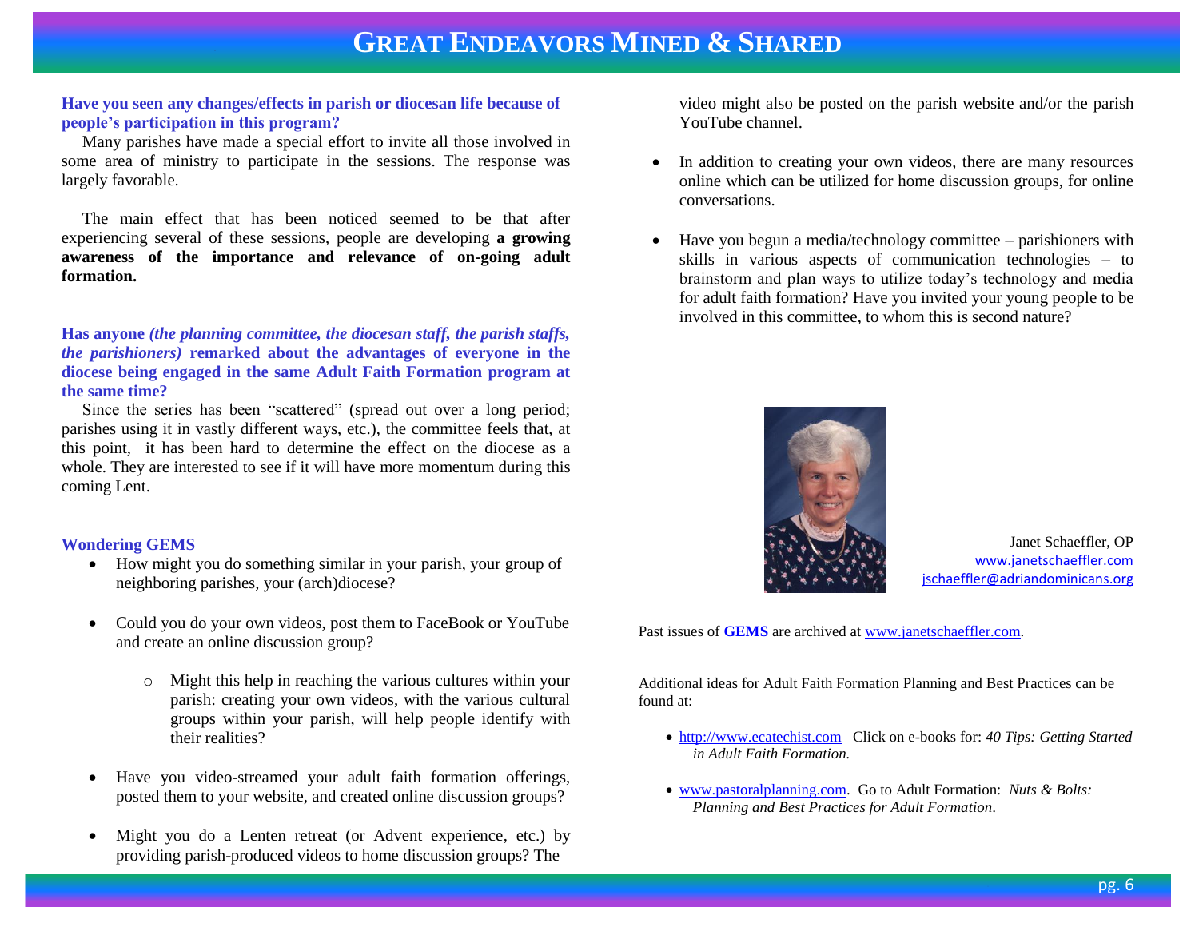**Have you seen any changes/effects in parish or diocesan life because of people's participation in this program?**

Many parishes have made a special effort to invite all those involved in some area of ministry to participate in the sessions. The response was largely favorable.

The main effect that has been noticed seemed to be that after experiencing several of these sessions, people are developing **a growing awareness of the importance and relevance of on-going adult formation.**

**Has anyone *(the planning committee, the diocesan staff, the parish staffs, the parishioners)* remarked about the advantages of everyone in the diocese being engaged in the same Adult Faith Formation program at the same time?**

Since the series has been "scattered" (spread out over a long period; parishes using it in vastly different ways, etc.), the committee feels that, at this point, it has been hard to determine the effect on the diocese as a whole. They are interested to see if it will have more momentum during this coming Lent.

**Wondering GEMS**

- How might you do something similar in your parish, your group of neighboring parishes, your (arch)diocese?
- Could you do your own videos, post them to FaceBook or YouTube and create an online discussion group?
    - Might this help in reaching the various cultures within your parish: creating your own videos, with the various cultural groups within your parish, will help people identify with their realities?
- Have you video-streamed your adult faith formation offerings, posted them to your website, and created online discussion groups?
- Might you do a Lenten retreat (or Advent experience, etc.) by providing parish-produced videos to home discussion groups? The video might also be posted on the parish website and/or the parish YouTube channel.
- In addition to creating your own videos, there are many resources online which can be utilized for home discussion groups, for online conversations.
- Have you begun a media/technology committee – parishioners with skills in various aspects of communication technologies – to brainstorm and plan ways to utilize today's technology and media for adult faith formation? Have you invited your young people to be involved in this committee, to whom this is second nature?

Janet Schaeffler, OP
www.janetschaeffler.com
jschaeffler@adriandominicans.org

Past issues of **GEMS** are archived at www.janetschaeffler.com.

Additional ideas for Adult Faith Formation Planning and Best Practices can be found at:

- http://www.ecatechist.com Click on e-books for: *40 Tips: Getting Started in Adult Faith Formation.*
- www.pastoralplanning.com. Go to Adult Formation: *Nuts & Bolts: Planning and Best Practices for Adult Formation*.